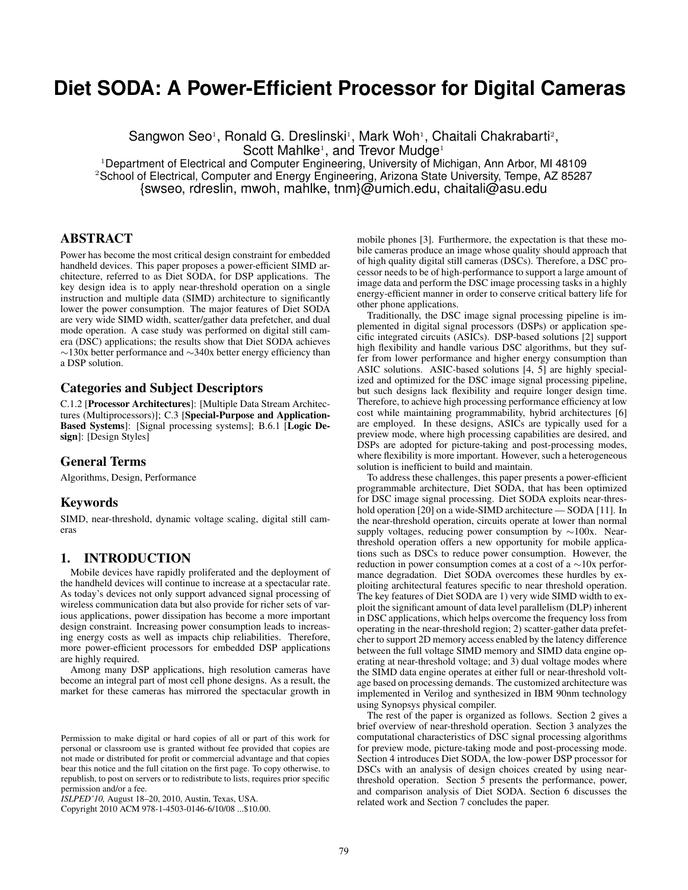# Diet SODA: A Power-Efficient Processor for Digital Cameras

Sangwon Seo[1], Ronald G. Dreslinski[1], Mark Woh[1], Chaitali Chakrabarti[2], Scott Mahlke[1], and Trevor Mudge[1]

[1]Department of Electrical and Computer Engineering, University of Michigan, Ann Arbor, MI 48109
[2]School of Electrical, Computer and Energy Engineering, Arizona State University, Tempe, AZ 85287
{swseo, rdreslin, mwoh, mahlke, tnm}@umich.edu, chaitali@asu.edu

## ABSTRACT

Power has become the most critical design constraint for embedded handheld devices. This paper proposes a power-efficient SIMD architecture, referred to as Diet SODA, for DSP applications. The key design idea is to apply near-threshold operation on a single instruction and multiple data (SIMD) architecture to significantly lower the power consumption. The major features of Diet SODA are very wide SIMD width, scatter/gather data prefetcher, and dual mode operation. A case study was performed on digital still camera (DSC) applications; the results show that Diet SODA achieves ~130x better performance and ~340x better energy efficiency than a DSP solution.

### Categories and Subject Descriptors

C.1.2 [**Processor Architectures**]: [Multiple Data Stream Architectures (Multiprocessors)]; C.3 [**Special-Purpose and Application-Based Systems**]: [Signal processing systems]; B.6.1 [**Logic Design**]: [Design Styles]

### General Terms

Algorithms, Design, Performance

### Keywords

SIMD, near-threshold, dynamic voltage scaling, digital still cameras

## 1. INTRODUCTION

Mobile devices have rapidly proliferated and the deployment of the handheld devices will continue to increase at a spectacular rate. As today's devices not only support advanced signal processing of wireless communication data but also provide for richer sets of various applications, power dissipation has become a more important design constraint. Increasing power consumption leads to increasing energy costs as well as impacts chip reliabilities. Therefore, more power-efficient processors for embedded DSP applications are highly required.

Among many DSP applications, high resolution cameras have become an integral part of most cell phone designs. As a result, the market for these cameras has mirrored the spectacular growth in mobile phones [3]. Furthermore, the expectation is that these mobile cameras produce an image whose quality should approach that of high quality digital still cameras (DSCs). Therefore, a DSC processor needs to be of high-performance to support a large amount of image data and perform the DSC image processing tasks in a highly energy-efficient manner in order to conserve critical battery life for other phone applications.

Traditionally, the DSC image signal processing pipeline is implemented in digital signal processors (DSPs) or application specific integrated circuits (ASICs). DSP-based solutions [2] support high flexibility and handle various DSC algorithms, but they suffer from lower performance and higher energy consumption than ASIC solutions. ASIC-based solutions [4, 5] are highly specialized and optimized for the DSC image signal processing pipeline, but such designs lack flexibility and require longer design time. Therefore, to achieve high processing performance efficiency at low cost while maintaining programmability, hybrid architectures [6] are employed. In these designs, ASICs are typically used for a preview mode, where high processing capabilities are desired, and DSPs are adopted for picture-taking and post-processing modes, where flexibility is more important. However, such a heterogeneous solution is inefficient to build and maintain.

To address these challenges, this paper presents a power-efficient programmable architecture, Diet SODA, that has been optimized for DSC image signal processing. Diet SODA exploits near-threshold operation [20] on a wide-SIMD architecture — SODA [11]. In the near-threshold operation, circuits operate at lower than normal supply voltages, reducing power consumption by ~100x. Near-threshold operation offers a new opportunity for mobile applications such as DSCs to reduce power consumption. However, the reduction in power consumption comes at a cost of a ~10x performance degradation. Diet SODA overcomes these hurdles by exploiting architectural features specific to near threshold operation. The key features of Diet SODA are 1) very wide SIMD width to exploit the significant amount of data level parallelism (DLP) inherent in DSC applications, which helps overcome the frequency loss from operating in the near-threshold region; 2) scatter-gather data prefetcher to support 2D memory access enabled by the latency difference between the full voltage SIMD memory and SIMD data engine operating at near-threshold voltage; and 3) dual voltage modes where the SIMD data engine operates at either full or near-threshold voltage based on processing demands. The customized architecture was implemented in Verilog and synthesized in IBM 90nm technology using Synopsys physical compiler.

The rest of the paper is organized as follows. Section 2 gives a brief overview of near-threshold operation. Section 3 analyzes the computational characteristics of DSC signal processing algorithms for preview mode, picture-taking mode and post-processing mode. Section 4 introduces Diet SODA, the low-power DSP processor for DSCs with an analysis of design choices created by using near-threshold operation. Section 5 presents the performance, power, and comparison analysis of Diet SODA. Section 6 discusses the related work and Section 7 concludes the paper.

Permission to make digital or hard copies of all or part of this work for personal or classroom use is granted without fee provided that copies are not made or distributed for profit or commercial advantage and that copies bear this notice and the full citation on the first page. To copy otherwise, to republish, to post on servers or to redistribute to lists, requires prior specific permission and/or a fee.
*ISLPED'10,* August 18–20, 2010, Austin, Texas, USA.
Copyright 2010 ACM 978-1-4503-0146-6/10/08 ...$10.00.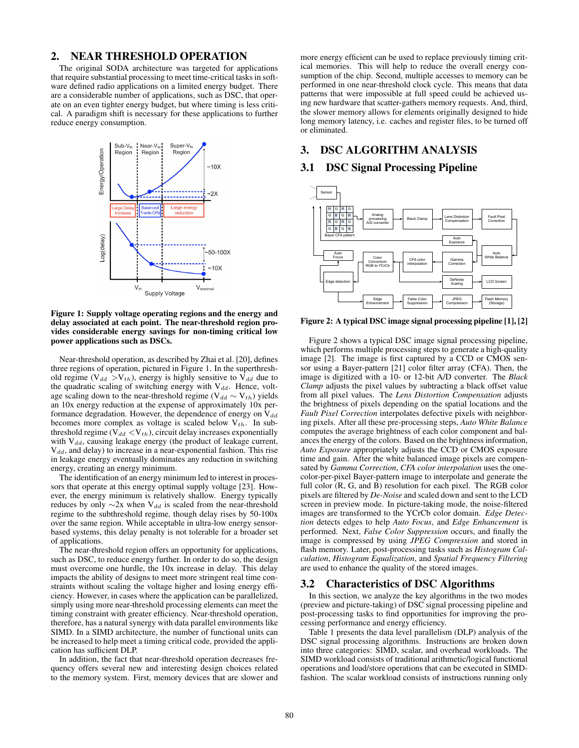## 2. NEAR THRESHOLD OPERATION

The original SODA architecture was targeted for applications that require substantial processing to meet time-critical tasks in software defined radio applications on a limited energy budget. There are a considerable number of applications, such as DSC, that operate on an even tighter energy budget, but where timing is less critical. A paradigm shift is necessary for these applications to further reduce energy consumption.

**Figure 1: Supply voltage operating regions and the energy and delay associated at each point. The near-threshold region provides considerable energy savings for non-timing critical low power applications such as DSCs.**

Near-threshold operation, as described by Zhai et al. [20], defines three regions of operation, pictured in Figure 1. In the superthreshold regime ($V_{dd} > V_{th}$), energy is highly sensitive to $V_{dd}$ due to the quadratic scaling of switching energy with $V_{dd}$. Hence, voltage scaling down to the near-threshold regime ($V_{dd} \sim V_{th}$) yields an 10x energy reduction at the expense of approximately 10x performance degradation. However, the dependence of energy on $V_{dd}$ becomes more complex as voltage is scaled below $V_{th}$. In subthreshold regime ($V_{dd} < V_{th}$), circuit delay increases exponentially with $V_{dd}$, causing leakage energy (the product of leakage current, $V_{dd}$, and delay) to increase in a near-exponential fashion. This rise in leakage energy eventually dominates any reduction in switching energy, creating an energy minimum.

The identification of an energy minimum led to interest in processors that operate at this energy optimal supply voltage [23]. However, the energy minimum is relatively shallow. Energy typically reduces by only ∼2x when $V_{dd}$ is scaled from the near-threshold regime to the subthreshold regime, though delay rises by 50-100x over the same region. While acceptable in ultra-low energy sensor-based systems, this delay penalty is not tolerable for a broader set of applications.

The near-threshold region offers an opportunity for applications, such as DSC, to reduce energy further. In order to do so, the design must overcome one hurdle, the 10x increase in delay. This delay impacts the ability of designs to meet more stringent real time constraints without scaling the voltage higher and losing energy efficiency. However, in cases where the application can be parallelized, simply using more near-threshold processing elements can meet the timing constraint with greater efficiency. Near-threshold operation, therefore, has a natural synergy with data parallel environments like SIMD. In a SIMD architecture, the number of functional units can be increased to help meet a timing critical code, provided the application has sufficient DLP.

In addition, the fact that near-threshold operation decreases frequency offers several new and interesting design choices related to the memory system. First, memory devices that are slower and more energy efficient can be used to replace previously timing critical memories. This will help to reduce the overall energy consumption of the chip. Second, multiple accesses to memory can be performed in one near-threshold clock cycle. This means that data patterns that were impossible at full speed could be achieved using new hardware that scatter-gathers memory requests. And, third, the slower memory allows for elements originally designed to hide long memory latency, i.e. caches and register files, to be turned off or eliminated.

## 3. DSC ALGORITHM ANALYSIS

### 3.1 DSC Signal Processing Pipeline

**Figure 2: A typical DSC image signal processing pipeline [1], [2]**

Figure 2 shows a typical DSC image signal processing pipeline, which performs multiple processing steps to generate a high-quality image [2]. The image is first captured by a CCD or CMOS sensor using a Bayer-pattern [21] color filter array (CFA). Then, the image is digitized with a 10- or 12-bit A/D converter. The *Black Clamp* adjusts the pixel values by subtracting a black offset value from all pixel values. The *Lens Distortion Compensation* adjusts the brightness of pixels depending on the spatial locations and the *Fault Pixel Correction* interpolates defective pixels with neighboring pixels. After all these pre-processing steps, *Auto White Balance* computes the average brightness of each color component and balances the energy of the colors. Based on the brightness information, *Auto Exposure* appropriately adjusts the CCD or CMOS exposure time and gain. After the white balanced image pixels are compensated by *Gamma Correction*, *CFA color interpolation* uses the one-color-per-pixel Bayer-pattern image to interpolate and generate the full color (R, G, and B) resolution for each pixel. The RGB color pixels are filtered by *De-Noise* and scaled down and sent to the LCD screen in preview mode. In picture-taking mode, the noise-filtered images are transformed to the YCrCb color domain. *Edge Detection* detects edges to help *Auto Focus*, and *Edge Enhancement* is performed. Next, *False Color Suppression* occurs, and finally the image is compressed by using *JPEG Compression* and stored in flash memory. Later, post-processing tasks such as *Histogram Calculation*, *Histogram Equalization*, and *Spatial Frequency Filtering* are used to enhance the quality of the stored images.

### 3.2 Characteristics of DSC Algorithms

In this section, we analyze the key algorithms in the two modes (preview and picture-taking) of DSC signal processing pipeline and post-processing tasks to find opportunities for improving the processing performance and energy efficiency.

Table 1 presents the data level parallelism (DLP) analysis of the DSC signal processing algorithms. Instructions are broken down into three categories: SIMD, scalar, and overhead workloads. The SIMD workload consists of traditional arithmetic/logical functional operations and load/store operations that can be executed in SIMD-fashion. The scalar workload consists of instructions running only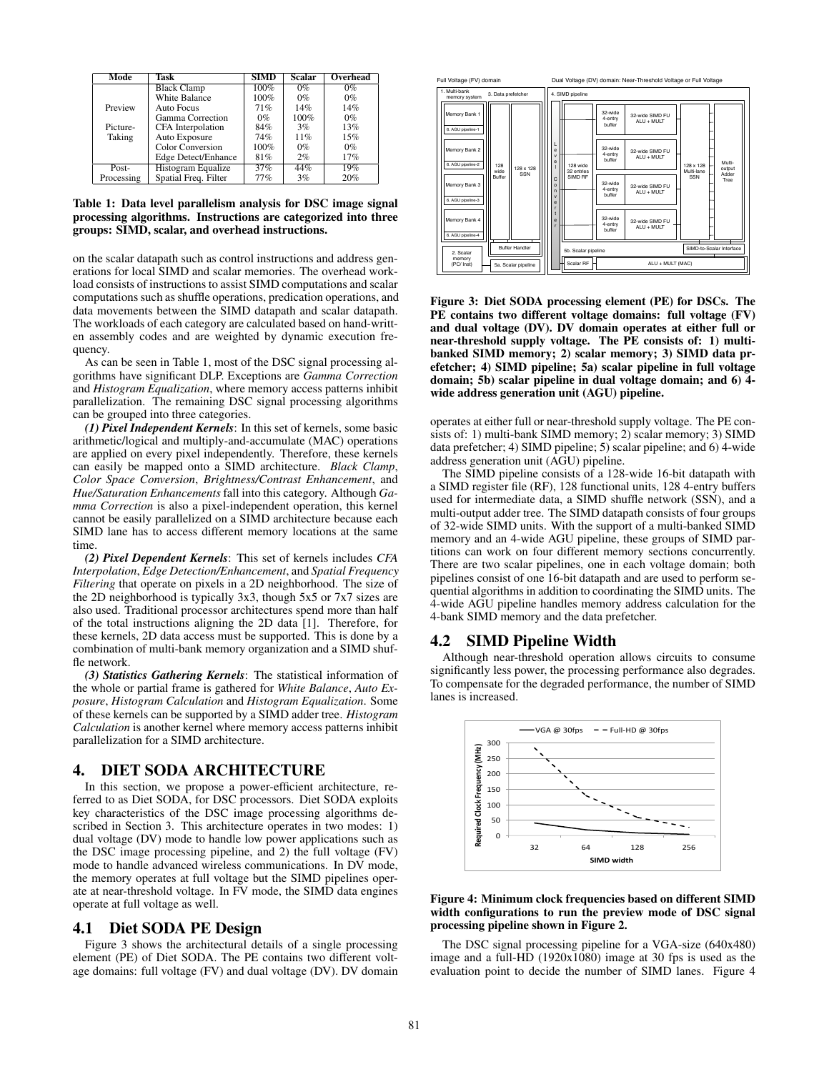| Mode | Task | SIMD | Scalar | Overhead |
|---|---|---|---|---|
| Preview | Black Clamp | 100% | 0% | 0% |
| | White Balance | 100% | 0% | 0% |
| | Auto Focus | 71% | 14% | 14% |
| | Gamma Correction | 0% | 100% | 0% |
| Picture-Taking | CFA Interpolation | 84% | 3% | 13% |
| | Auto Exposure | 74% | 11% | 15% |
| | Color Conversion | 100% | 0% | 0% |
| | Edge Detect/Enhance | 81% | 2% | 17% |
| Post-Processing | Histogram Equalize | 37% | 44% | 19% |
| | Spatial Freq. Filter | 77% | 3% | 20% |

**Table 1: Data level parallelism analysis for DSC image signal processing algorithms. Instructions are categorized into three groups: SIMD, scalar, and overhead instructions.**

on the scalar datapath such as control instructions and address generations for local SIMD and scalar memories. The overhead workload consists of instructions to assist SIMD computations and scalar computations such as shuffle operations, predication operations, and data movements between the SIMD datapath and scalar datapath. The workloads of each category are calculated based on hand-written assembly codes and are weighted by dynamic execution frequency.

As can be seen in Table 1, most of the DSC signal processing algorithms have significant DLP. Exceptions are *Gamma Correction* and *Histogram Equalization*, where memory access patterns inhibit parallelization. The remaining DSC signal processing algorithms can be grouped into three categories.

***(1) Pixel Independent Kernels***: In this set of kernels, some basic arithmetic/logical and multiply-and-accumulate (MAC) operations are applied on every pixel independently. Therefore, these kernels can easily be mapped onto a SIMD architecture. *Black Clamp*, *Color Space Conversion*, *Brightness/Contrast Enhancement*, and *Hue/Saturation Enhancements* fall into this category. Although *Gamma Correction* is also a pixel-independent operation, this kernel cannot be easily parallelized on a SIMD architecture because each SIMD lane has to access different memory locations at the same time.

***(2) Pixel Dependent Kernels***: This set of kernels includes *CFA Interpolation*, *Edge Detection/Enhancement*, and *Spatial Frequency Filtering* that operate on pixels in a 2D neighborhood. The size of the 2D neighborhood is typically 3x3, though 5x5 or 7x7 sizes are also used. Traditional processor architectures spend more than half of the total instructions aligning the 2D data [1]. Therefore, for these kernels, 2D data access must be supported. This is done by a combination of multi-bank memory organization and a SIMD shuffle network.

***(3) Statistics Gathering Kernels***: The statistical information of the whole or partial frame is gathered for *White Balance*, *Auto Exposure*, *Histogram Calculation* and *Histogram Equalization*. Some of these kernels can be supported by a SIMD adder tree. *Histogram Calculation* is another kernel where memory access patterns inhibit parallelization for a SIMD architecture.

# 4. DIET SODA ARCHITECTURE

In this section, we propose a power-efficient architecture, referred to as Diet SODA, for DSC processors. Diet SODA exploits key characteristics of the DSC image processing algorithms described in Section 3. This architecture operates in two modes: 1) dual voltage (DV) mode to handle low power applications such as the DSC image processing pipeline, and 2) the full voltage (FV) mode to handle advanced wireless communications. In DV mode, the memory operates at full voltage but the SIMD pipelines operate at near-threshold voltage. In FV mode, the SIMD data engines operate at full voltage as well.

## 4.1 Diet SODA PE Design

Figure 3 shows the architectural details of a single processing element (PE) of Diet SODA. The PE contains two different voltage domains: full voltage (FV) and dual voltage (DV). DV domain operates at either full or near-threshold supply voltage. The PE consists of: 1) multi-bank SIMD memory; 2) scalar memory; 3) SIMD data prefetcher; 4) SIMD pipeline; 5) scalar pipeline; and 6) 4-wide address generation unit (AGU) pipeline.

**Figure 3: Diet SODA processing element (PE) for DSCs. The PE contains two different voltage domains: full voltage (FV) and dual voltage (DV). DV domain operates at either full or near-threshold supply voltage. The PE consists of: 1) multi-banked SIMD memory; 2) scalar memory; 3) SIMD data prefetcher; 4) SIMD pipeline; 5a) scalar pipeline in full voltage domain; 5b) scalar pipeline in dual voltage domain; and 6) 4-wide address generation unit (AGU) pipeline.**

The SIMD pipeline consists of a 128-wide 16-bit datapath with a SIMD register file (RF), 128 functional units, 128 4-entry buffers used for intermediate data, a SIMD shuffle network (SSN), and a multi-output adder tree. The SIMD datapath consists of four groups of 32-wide SIMD units. With the support of a multi-banked SIMD memory and an 4-wide AGU pipeline, these groups of SIMD partitions can work on four different memory sections concurrently. There are two scalar pipelines, one in each voltage domain; both pipelines consist of one 16-bit datapath and are used to perform sequential algorithms in addition to coordinating the SIMD units. The 4-wide AGU pipeline handles memory address calculation for the 4-bank SIMD memory and the data prefetcher.

## 4.2 SIMD Pipeline Width

Although near-threshold operation allows circuits to consume significantly less power, the processing performance also degrades. To compensate for the degraded performance, the number of SIMD lanes is increased.

**Figure 4: Minimum clock frequencies based on different SIMD width configurations to run the preview mode of DSC signal processing pipeline shown in Figure 2.**

The DSC signal processing pipeline for a VGA-size (640x480) image and a full-HD (1920x1080) image at 30 fps is used as the evaluation point to decide the number of SIMD lanes. Figure 4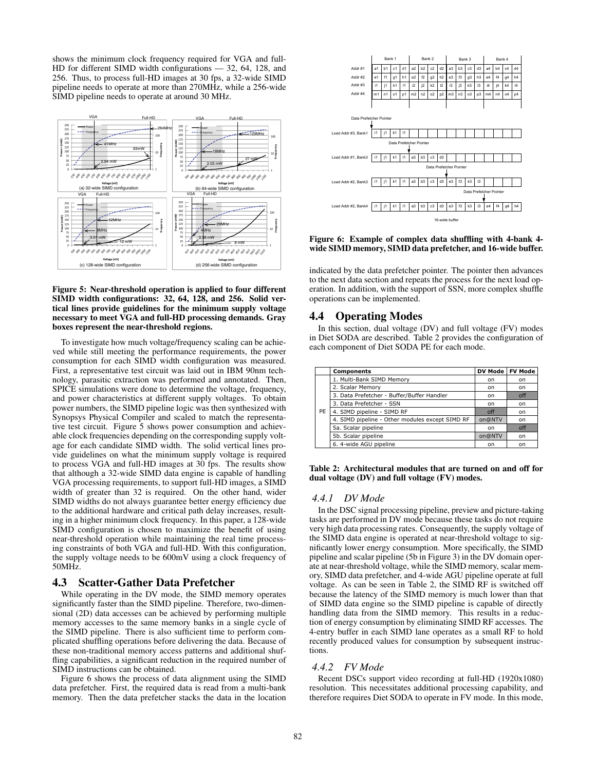shows the minimum clock frequency required for VGA and full-HD for different SIMD width configurations — 32, 64, 128, and 256. Thus, to process full-HD images at 30 fps, a 32-wide SIMD pipeline needs to operate at more than 270MHz, while a 256-wide SIMD pipeline needs to operate at around 30 MHz.

**Figure 5: Near-threshold operation is applied to four different SIMD width configurations: 32, 64, 128, and 256. Solid vertical lines provide guidelines for the minimum supply voltage necessary to meet VGA and full-HD processing demands. Gray boxes represent the near-threshold regions.**

To investigate how much voltage/frequency scaling can be achieved while still meeting the performance requirements, the power consumption for each SIMD width configuration was measured. First, a representative test circuit was laid out in IBM 90nm technology, parasitic extraction was performed and annotated. Then, SPICE simulations were done to determine the voltage, frequency, and power characteristics at different supply voltages. To obtain power numbers, the SIMD pipeline logic was then synthesized with Synopsys Physical Compiler and scaled to match the representative test circuit. Figure 5 shows power consumption and achievable clock frequencies depending on the corresponding supply voltage for each candidate SIMD width. The solid vertical lines provide guidelines on what the minimum supply voltage is required to process VGA and full-HD images at 30 fps. The results show that although a 32-wide SIMD data engine is capable of handling VGA processing requirements, to support full-HD images, a SIMD width of greater than 32 is required. On the other hand, wider SIMD widths do not always guarantee better energy efficiency due to the additional hardware and critical path delay increases, resulting in a higher minimum clock frequency. In this paper, a 128-wide SIMD configuration is chosen to maximize the benefit of using near-threshold operation while maintaining the real time processing constraints of both VGA and full-HD. With this configuration, the supply voltage needs to be 600mV using a clock frequency of 50MHz.

## 4.3 Scatter-Gather Data Prefetcher

While operating in the DV mode, the SIMD memory operates significantly faster than the SIMD pipeline. Therefore, two-dimensional (2D) data accesses can be achieved by performing multiple memory accesses to the same memory banks in a single cycle of the SIMD pipeline. There is also sufficient time to perform complicated shuffling operations before delivering the data. Because of these non-traditional memory access patterns and additional shuffling capabilities, a significant reduction in the required number of SIMD instructions can be obtained.

Figure 6 shows the process of data alignment using the SIMD data prefetcher. First, the required data is read from a multi-bank memory. Then the data prefetcher stacks the data in the location indicated by the data prefetcher pointer. The pointer then advances to the next data section and repeats the process for the next load operation. In addition, with the support of SSN, more complex shuffle operations can be implemented.

**Figure 6: Example of complex data shuffling with 4-bank 4-wide SIMD memory, SIMD data prefetcher, and 16-wide buffer.**

## 4.4 Operating Modes

In this section, dual voltage (DV) and full voltage (FV) modes in Diet SODA are described. Table 2 provides the configuration of each component of Diet SODA PE for each mode.

| | Components | DV Mode | FV Mode |
|---|---|---|---|
| PE | 1. Multi-Bank SIMD Memory | on | on |
| | 2. Scalar Memory | on | on |
| | 3. Data Prefetcher - Buffer/Buffer Handler | on | off |
| | 3. Data Prefetcher - SSN | on | on |
| | 4. SIMD pipeline - SIMD RF | off | on |
| | 4. SIMD pipeline - Other modules except SIMD RF | on@NTV | on |
| | 5a. Scalar pipeline | on | off |
| | 5b. Scalar pipeline | on@NTV | on |
| | 6. 4-wide AGU pipeline | on | on |

**Table 2: Architectural modules that are turned on and off for dual voltage (DV) and full voltage (FV) modes.**

### 4.4.1 DV Mode

In the DSC signal processing pipeline, preview and picture-taking tasks are performed in DV mode because these tasks do not require very high data processing rates. Consequently, the supply voltage of the SIMD data engine is operated at near-threshold voltage to significantly lower energy consumption. More specifically, the SIMD pipeline and scalar pipeline (5b in Figure 3) in the DV domain operate at near-threshold voltage, while the SIMD memory, scalar memory, SIMD data prefetcher, and 4-wide AGU pipeline operate at full voltage. As can be seen in Table 2, the SIMD RF is switched off because the latency of the SIMD memory is much lower than that of SIMD data engine so the SIMD pipeline is capable of directly handling data from the SIMD memory. This results in a reduction of energy consumption by eliminating SIMD RF accesses. The 4-entry buffer in each SIMD lane operates as a small RF to hold recently produced values for consumption by subsequent instructions.

### 4.4.2 FV Mode

Recent DSCs support video recording at full-HD (1920x1080) resolution. This necessitates additional processing capability, and therefore requires Diet SODA to operate in FV mode. In this mode,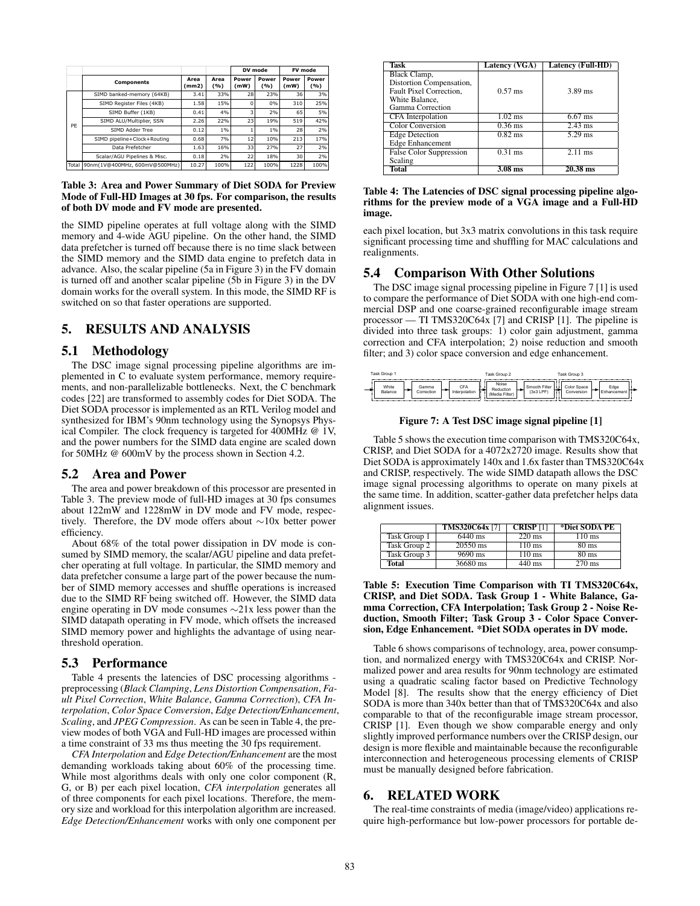| | Components | Area (mm2) | Area (%) | DV mode | | FV mode | |
|---|---|---|---|---|---|---|---|
| | | | | Power (mW) | Power (%) | Power (mW) | Power (%) |
| PE | SIMD banked-memory (64KB) | 3.41 | 33% | 28 | 23% | 36 | 3% |
| | SIMD Register Files (4KB) | 1.58 | 15% | 0 | 0% | 310 | 25% |
| | SIMD Buffer (1KB) | 0.41 | 4% | 3 | 2% | 65 | 5% |
| | SIMD ALU/Multiplier, SSN | 2.26 | 22% | 23 | 19% | 519 | 42% |
| | SIMD Adder Tree | 0.12 | 1% | 1 | 1% | 28 | 2% |
| | SIMD pipeline+Clock+Routing | 0.68 | 7% | 12 | 10% | 213 | 17% |
| | Data Prefetcher | 1.63 | 16% | 33 | 27% | 27 | 2% |
| | Scalar/AGU Pipelines & Misc. | 0.18 | 2% | 22 | 18% | 30 | 2% |
| Total | 90nm(1V@400MHz, 600mV@500MHz) | 10.27 | 100% | 122 | 100% | 1228 | 100% |

**Table 3: Area and Power Summary of Diet SODA for Preview Mode of Full-HD Images at 30 fps. For comparison, the results of both DV mode and FV mode are presented.**

the SIMD pipeline operates at full voltage along with the SIMD memory and 4-wide AGU pipeline. On the other hand, the SIMD data prefetcher is turned off because there is no time slack between the SIMD memory and the SIMD data engine to prefetch data in advance. Also, the scalar pipeline (5a in Figure 3) in the FV domain is turned off and another scalar pipeline (5b in Figure 3) in the DV domain works for the overall system. In this mode, the SIMD RF is switched on so that faster operations are supported.

## 5. RESULTS AND ANALYSIS

### 5.1 Methodology

The DSC image signal processing pipeline algorithms are implemented in C to evaluate system performance, memory requirements, and non-parallelizable bottlenecks. Next, the C benchmark codes [22] are transformed to assembly codes for Diet SODA. The Diet SODA processor is implemented as an RTL Verilog model and synthesized for IBM's 90nm technology using the Synopsys Physical Compiler. The clock frequency is targeted for 400MHz @ 1V, and the power numbers for the SIMD data engine are scaled down for 50MHz @ 600mV by the process shown in Section 4.2.

### 5.2 Area and Power

The area and power breakdown of this processor are presented in Table 3. The preview mode of full-HD images at 30 fps consumes about 122mW and 1228mW in DV mode and FV mode, respectively. Therefore, the DV mode offers about ∼10x better power efficiency.

About 68% of the total power dissipation in DV mode is consumed by SIMD memory, the scalar/AGU pipeline and data prefetcher operating at full voltage. In particular, the SIMD memory and data prefetcher consume a large part of the power because the number of SIMD memory accesses and shuffle operations is increased due to the SIMD RF being switched off. However, the SIMD data engine operating in DV mode consumes ∼21x less power than the SIMD datapath operating in FV mode, which offsets the increased SIMD memory power and highlights the advantage of using near-threshold operation.

### 5.3 Performance

Table 4 presents the latencies of DSC processing algorithms - preprocessing (*Black Clamping*, *Lens Distortion Compensation*, *Fault Pixel Correction*, *White Balance*, *Gamma Correction*), *CFA Interpolation*, *Color Space Conversion*, *Edge Detection/Enhancement*, *Scaling*, and *JPEG Compression*. As can be seen in Table 4, the preview modes of both VGA and Full-HD images are processed within a time constraint of 33 ms thus meeting the 30 fps requirement.

*CFA Interpolation* and *Edge Detection/Enhancement* are the most demanding workloads taking about 60% of the processing time. While most algorithms deals with only one color component (R, G, or B) per each pixel location, *CFA interpolation* generates all of three components for each pixel locations. Therefore, the memory size and workload for this interpolation algorithm are increased. *Edge Detection/Enhancement* works with only one component per each pixel location, but 3x3 matrix convolutions in this task require significant processing time and shuffling for MAC calculations and realignments.

| Task | Latency (VGA) | Latency (Full-HD) |
|---|---|---|
| Black Clamp, Distortion Compensation, Fault Pixel Correction, White Balance, Gamma Correction | 0.57 ms | 3.89 ms |
| CFA Interpolation | 1.02 ms | 6.67 ms |
| Color Conversion | 0.36 ms | 2.43 ms |
| Edge Detection Edge Enhancement | 0.82 ms | 5.29 ms |
| False Color Suppression Scaling | 0.31 ms | 2.11 ms |
| **Total** | **3.08 ms** | **20.38 ms** |

**Table 4: The Latencies of DSC signal processing pipeline algorithms for the preview mode of a VGA image and a Full-HD image.**

### 5.4 Comparison With Other Solutions

The DSC image signal processing pipeline in Figure 7 [1] is used to compare the performance of Diet SODA with one high-end commercial DSP and one coarse-grained reconfigurable image stream processor — TI TMS320C64x [7] and CRISP [1]. The pipeline is divided into three task groups: 1) color gain adjustment, gamma correction and CFA interpolation; 2) noise reduction and smooth filter; and 3) color space conversion and edge enhancement.

Task Group 1: White Balance → Gamma Correction → CFA Interpolation; Task Group 2: Noise Reduction (Median Filter) → Smooth Filter (3x3 LPF); Task Group 3: Color Space Conversion → Edge Enhancement

**Figure 7: A Test DSC image signal pipeline [1]**

Table 5 shows the execution time comparison with TMS320C64x, CRISP, and Diet SODA for a 4072x2720 image. Results show that Diet SODA is approximately 140x and 1.6x faster than TMS320C64x and CRISP, respectively. The wide SIMD datapath allows the DSC image signal processing algorithms to operate on many pixels at the same time. In addition, scatter-gather data prefetcher helps data alignment issues.

| | TMS320C64x [7] | CRISP [1] | *Diet SODA PE |
|---|---|---|---|
| Task Group 1 | 6440 ms | 220 ms | 110 ms |
| Task Group 2 | 20550 ms | 110 ms | 80 ms |
| Task Group 3 | 9690 ms | 110 ms | 80 ms |
| **Total** | 36680 ms | 440 ms | 270 ms |

**Table 5: Execution Time Comparison with TI TMS320C64x, CRISP, and Diet SODA. Task Group 1 - White Balance, Gamma Correction, CFA Interpolation; Task Group 2 - Noise Reduction, Smooth Filter; Task Group 3 - Color Space Conversion, Edge Enhancement. *Diet SODA operates in DV mode.**

Table 6 shows comparisons of technology, area, power consumption, and normalized energy with TMS320C64x and CRISP. Normalized power and area results for 90nm technology are estimated using a quadratic scaling factor based on Predictive Technology Model [8]. The results show that the energy efficiency of Diet SODA is more than 340x better than that of TMS320C64x and also comparable to that of the reconfigurable image stream processor, CRISP [1]. Even though we show comparable energy and only slightly improved performance numbers over the CRISP design, our design is more flexible and maintainable because the reconfigurable interconnection and heterogeneous processing elements of CRISP must be manually designed before fabrication.

## 6. RELATED WORK

The real-time constraints of media (image/video) applications require high-performance but low-power processors for portable de-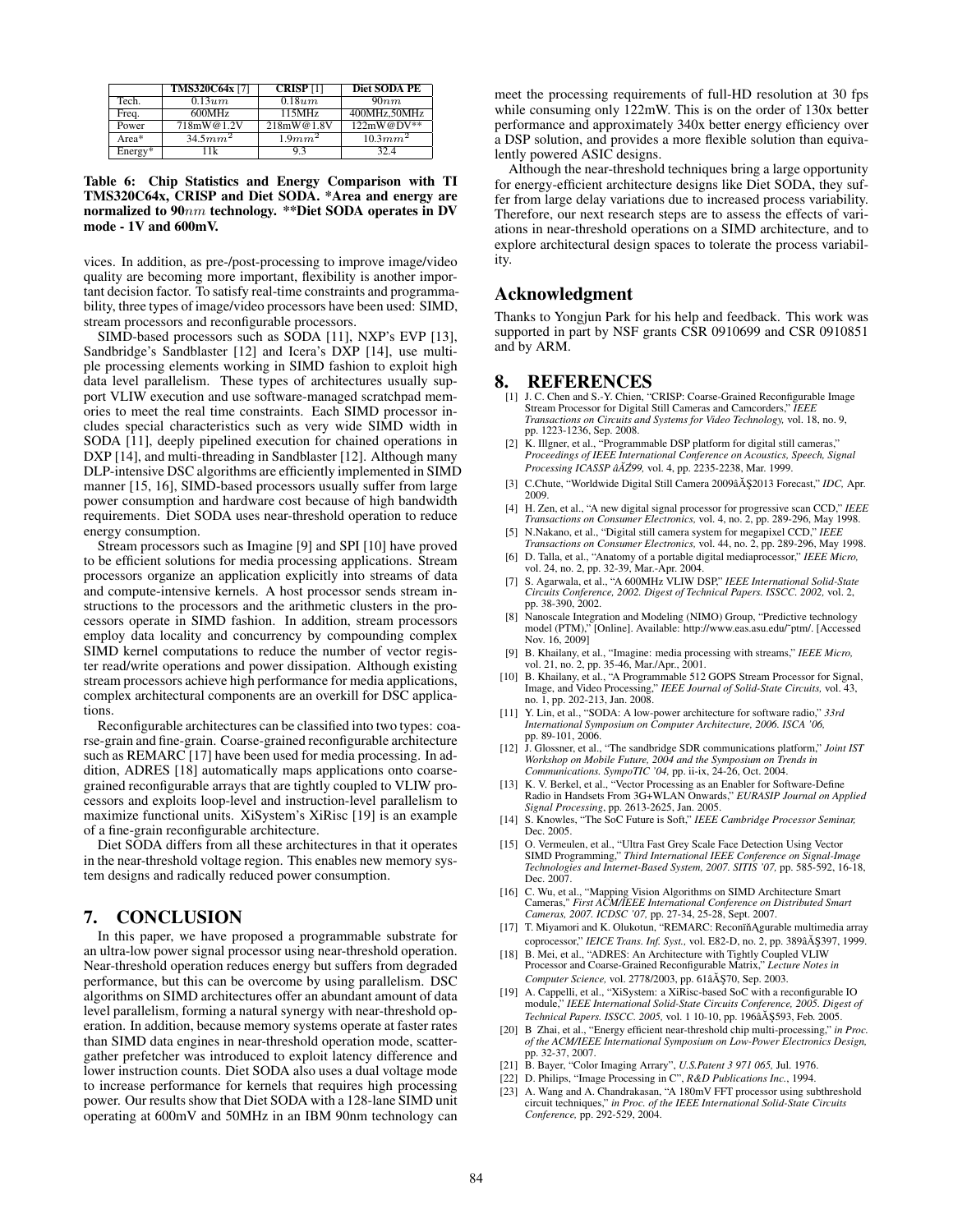| | TMS320C64x [7] | CRISP [1] | Diet SODA PE |
|---|---|---|---|
| Tech. | $0.13um$ | $0.18um$ | $90nm$ |
| Freq. | 600MHz | 115MHz | 400MHz,50MHz |
| Power | 718mW@1.2V | 218mW@1.8V | 122mW@DV** |
| Area* | $34.5mm^2$ | $1.9mm^2$ | $10.3mm^2$ |
| Energy* | 11k | 9.3 | 32.4 |

**Table 6: Chip Statistics and Energy Comparison with TI TMS320C64x, CRISP and Diet SODA. *Area and energy are normalized to 90$nm$ technology. **Diet SODA operates in DV mode - 1V and 600mV.**

vices. In addition, as pre-/post-processing to improve image/video quality are becoming more important, flexibility is another important decision factor. To satisfy real-time constraints and programmability, three types of image/video processors have been used: SIMD, stream processors and reconfigurable processors.

SIMD-based processors such as SODA [11], NXP's EVP [13], Sandbridge's Sandblaster [12] and Icera's DXP [14], use multiple processing elements working in SIMD fashion to exploit high data level parallelism. These types of architectures usually support VLIW execution and use software-managed scratchpad memories to meet the real time constraints. Each SIMD processor includes special characteristics such as very wide SIMD width in SODA [11], deeply pipelined execution for chained operations in DXP [14], and multi-threading in Sandblaster [12]. Although many DLP-intensive DSC algorithms are efficiently implemented in SIMD manner [15, 16], SIMD-based processors usually suffer from large power consumption and hardware cost because of high bandwidth requirements. Diet SODA uses near-threshold operation to reduce energy consumption.

Stream processors such as Imagine [9] and SPI [10] have proved to be efficient solutions for media processing applications. Stream processors organize an application explicitly into streams of data and compute-intensive kernels. A host processor sends stream instructions to the processors and the arithmetic clusters in the processors operate in SIMD fashion. In addition, stream processors employ data locality and concurrency by compounding complex SIMD kernel computations to reduce the number of vector register read/write operations and power dissipation. Although existing stream processors achieve high performance for media applications, complex architectural components are an overkill for DSC applications.

Reconfigurable architectures can be classified into two types: coarse-grain and fine-grain. Coarse-grained reconfigurable architecture such as REMARC [17] have been used for media processing. In addition, ADRES [18] automatically maps applications onto coarse-grained reconfigurable arrays that are tightly coupled to VLIW processors and exploits loop-level and instruction-level parallelism to maximize functional units. XiSystem's XiRisc [19] is an example of a fine-grain reconfigurable architecture.

Diet SODA differs from all these architectures in that it operates in the near-threshold voltage region. This enables new memory system designs and radically reduced power consumption.

## 7. CONCLUSION

In this paper, we have proposed a programmable substrate for an ultra-low power signal processor using near-threshold operation. Near-threshold operation reduces energy but suffers from degraded performance, but this can be overcome by using parallelism. DSC algorithms on SIMD architectures offer an abundant amount of data level parallelism, forming a natural synergy with near-threshold operation. In addition, because memory systems operate at faster rates than SIMD data engines in near-threshold operation mode, scatter-gather prefetcher was introduced to exploit latency difference and lower instruction counts. Diet SODA also uses a dual voltage mode to increase performance for kernels that requires high processing power. Our results show that Diet SODA with a 128-lane SIMD unit operating at 600mV and 50MHz in an IBM 90nm technology can meet the processing requirements of full-HD resolution at 30 fps while consuming only 122mW. This is on the order of 130x better performance and approximately 340x better energy efficiency over a DSP solution, and provides a more flexible solution than equivalently powered ASIC designs.

Although the near-threshold techniques bring a large opportunity for energy-efficient architecture designs like Diet SODA, they suffer from large delay variations due to increased process variability. Therefore, our next research steps are to assess the effects of variations in near-threshold operations on a SIMD architecture, and to explore architectural design spaces to tolerate the process variability.

## Acknowledgment

Thanks to Yongjun Park for his help and feedback. This work was supported in part by NSF grants CSR 0910699 and CSR 0910851 and by ARM.

## 8. REFERENCES

- [1] J. C. Chen and S.-Y. Chien, "CRISP: Coarse-Grained Reconfigurable Image Stream Processor for Digital Still Cameras and Camcorders," *IEEE Transactions on Circuits and Systems for Video Technology,* vol. 18, no. 9, pp. 1223-1236, Sep. 2008.
- [2] K. Illgner, et al., "Programmable DSP platform for digital still cameras," *Proceedings of IEEE International Conference on Acoustics, Speech, Signal Processing ICASSP âĂŽ99,* vol. 4, pp. 2235-2238, Mar. 1999.
- [3] C.Chute, "Worldwide Digital Still Camera 2009âĂŞ2013 Forecast," *IDC,* Apr. 2009.
- [4] H. Zen, et al., "A new digital signal processor for progressive scan CCD," *IEEE Transactions on Consumer Electronics,* vol. 4, no. 2, pp. 289-296, May 1998.
- [5] N.Nakano, et al., "Digital still camera system for megapixel CCD," *IEEE Transactions on Consumer Electronics,* vol. 44, no. 2, pp. 289-296, May 1998.
- [6] D. Talla, et al., "Anatomy of a portable digital mediaprocessor," *IEEE Micro,* vol. 24, no. 2, pp. 32-39, Mar.-Apr. 2004.
- [7] S. Agarwala, et al., "A 600MHz VLIW DSP," *IEEE International Solid-State Circuits Conference, 2002. Digest of Technical Papers. ISSCC. 2002,* vol. 2, pp. 38-390, 2002.
- [8] Nanoscale Integration and Modeling (NIMO) Group, "Predictive technology model (PTM)," [Online]. Available: http://www.eas.asu.edu/~ptm/. [Accessed Nov. 16, 2009]
- [9] B. Khailany, et al., "Imagine: media processing with streams," *IEEE Micro,* vol. 21, no. 2, pp. 35-46, Mar./Apr., 2001.
- [10] B. Khailany, et al., "A Programmable 512 GOPS Stream Processor for Signal, Image, and Video Processing," *IEEE Journal of Solid-State Circuits,* vol. 43, no. 1, pp. 202-213, Jan. 2008.
- [11] Y. Lin, et al., "SODA: A low-power architecture for software radio," *33rd International Symposium on Computer Architecture, 2006. ISCA '06,* pp. 89-101, 2006.
- [12] J. Glossner, et al., "The sandbridge SDR communications platform," *Joint IST Workshop on Mobile Future, 2004 and the Symposium on Trends in Communications. SympoTIC '04,* pp. ii-ix, 24-26, Oct. 2004.
- [13] K. V. Berkel, et al., "Vector Processing as an Enabler for Software-Define Radio in Handsets From 3G+WLAN Onwards," *EURASIP Journal on Applied Signal Processing*, pp. 2613-2625, Jan. 2005.
- [14] S. Knowles, "The SoC Future is Soft," *IEEE Cambridge Processor Seminar,* Dec. 2005.
- [15] O. Vermeulen, et al., "Ultra Fast Grey Scale Face Detection Using Vector SIMD Programming," *Third International IEEE Conference on Signal-Image Technologies and Internet-Based System, 2007. SITIS '07,* pp. 585-592, 16-18, Dec. 2007.
- [16] C. Wu, et al., "Mapping Vision Algorithms on SIMD Architecture Smart Cameras," *First ACM/IEEE International Conference on Distributed Smart Cameras, 2007. ICDSC '07,* pp. 27-34, 25-28, Sept. 2007.
- [17] T. Miyamori and K. Olukotun, "REMARC: ReconïňĄgurable multimedia array coprocessor," *IEICE Trans. Inf. Syst.,* vol. E82-D, no. 2, pp. 389âĂŞ397, 1999.
- [18] B. Mei, et al., "ADRES: An Architecture with Tightly Coupled VLIW Processor and Coarse-Grained Reconfigurable Matrix," *Lecture Notes in Computer Science,* vol. 2778/2003, pp. 61âĂŞ70, Sep. 2003.
- [19] A. Cappelli, et al., "XiSystem: a XiRisc-based SoC with a reconfigurable IO module," *IEEE International Solid-State Circuits Conference, 2005. Digest of Technical Papers. ISSCC. 2005,* vol. 1 10-10, pp. 196âĂŞ593, Feb. 2005.
- [20] B Zhai, et al., "Energy efficient near-threshold chip multi-processing," *in Proc. of the ACM/IEEE International Symposium on Low-Power Electronics Design,* pp. 32-37, 2007.
- [21] B. Bayer, "Color Imaging Arrary", *U.S.Patent 3 971 065,* Jul. 1976.
- [22] D. Philips, "Image Processing in C", *R&D Publications Inc.*, 1994.
- [23] A. Wang and A. Chandrakasan, "A 180mV FFT processor using subthreshold circuit techniques," *in Proc. of the IEEE International Solid-State Circuits Conference,* pp. 292-529, 2004.